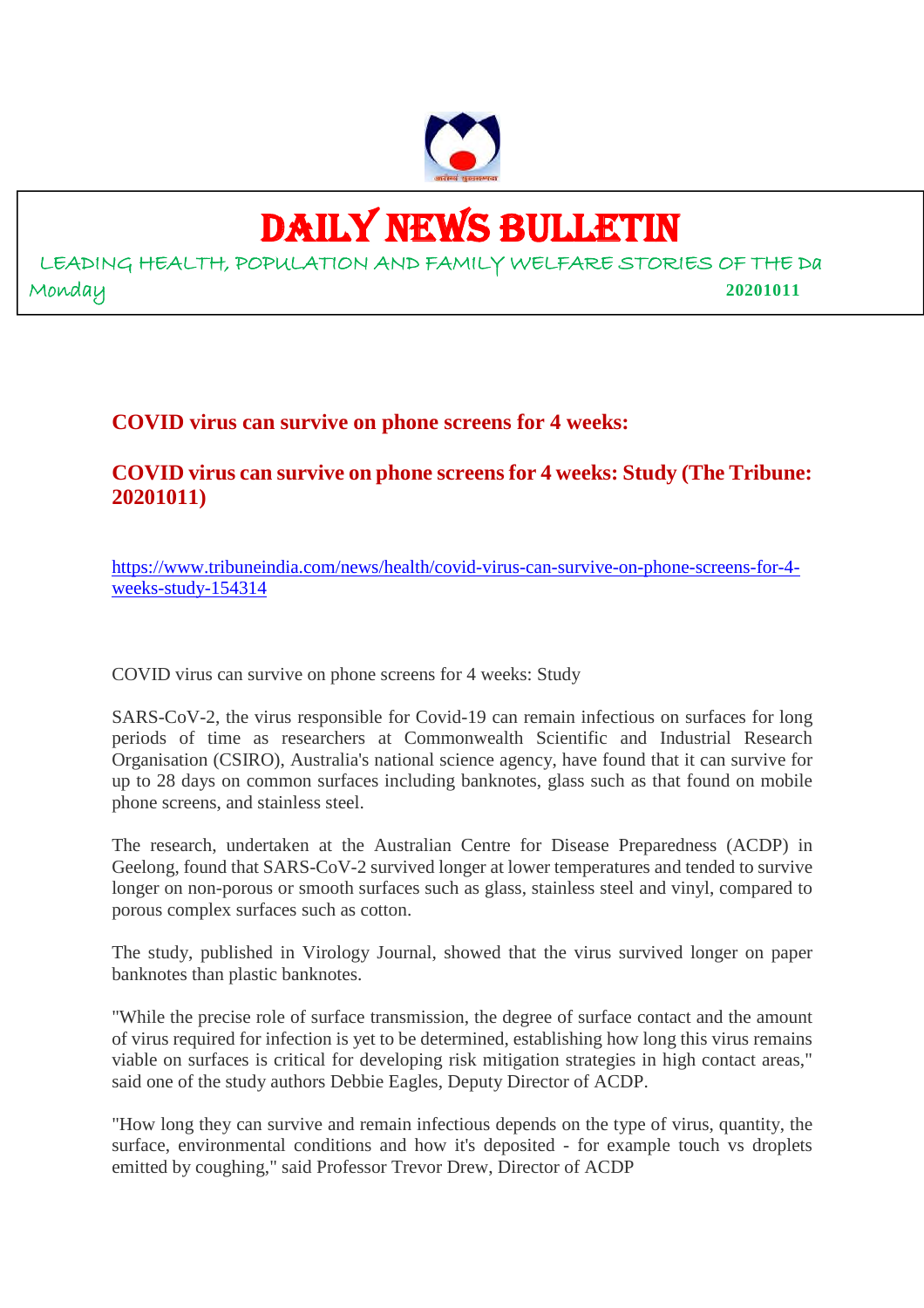# DAILY NEWS BULLETIN

LEADING HEALTH, POPULATION AND FAMILY WELFARE STORIES OF THE Da

Monday **20201011**

## COVID virus can survive on phone screens for 4 weeks:

## COVID virus can survive on phone screens for 4 weeks: Study (The Tribune: 20201011)

https://www.tribuneindia.com/news/health/covid-virus-can-survive-on-phone-screens-for-4-weeks-study-154314

COVID virus can survive on phone screens for 4 weeks: Study

SARS-CoV-2, the virus responsible for Covid-19 can remain infectious on surfaces for long periods of time as researchers at Commonwealth Scientific and Industrial Research Organisation (CSIRO), Australia's national science agency, have found that it can survive for up to 28 days on common surfaces including banknotes, glass such as that found on mobile phone screens, and stainless steel.

The research, undertaken at the Australian Centre for Disease Preparedness (ACDP) in Geelong, found that SARS-CoV-2 survived longer at lower temperatures and tended to survive longer on non-porous or smooth surfaces such as glass, stainless steel and vinyl, compared to porous complex surfaces such as cotton.

The study, published in Virology Journal, showed that the virus survived longer on paper banknotes than plastic banknotes.

"While the precise role of surface transmission, the degree of surface contact and the amount of virus required for infection is yet to be determined, establishing how long this virus remains viable on surfaces is critical for developing risk mitigation strategies in high contact areas," said one of the study authors Debbie Eagles, Deputy Director of ACDP.

"How long they can survive and remain infectious depends on the type of virus, quantity, the surface, environmental conditions and how it's deposited - for example touch vs droplets emitted by coughing," said Professor Trevor Drew, Director of ACDP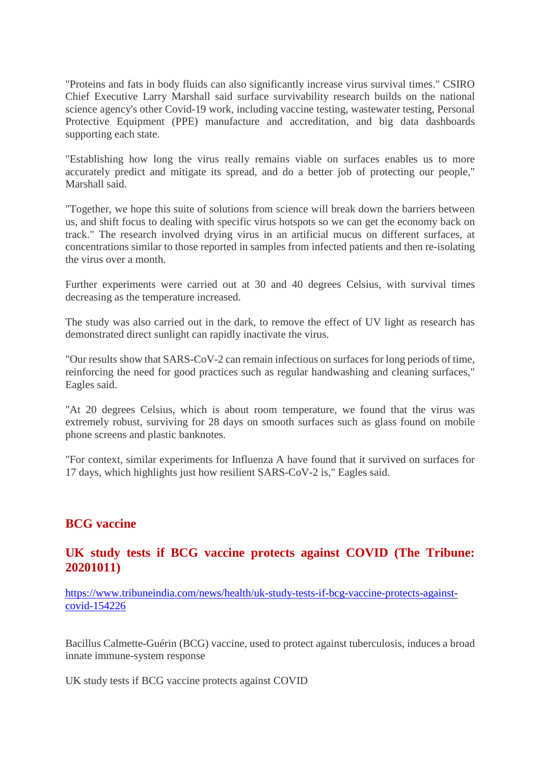"Proteins and fats in body fluids can also significantly increase virus survival times." CSIRO Chief Executive Larry Marshall said surface survivability research builds on the national science agency's other Covid-19 work, including vaccine testing, wastewater testing, Personal Protective Equipment (PPE) manufacture and accreditation, and big data dashboards supporting each state.

"Establishing how long the virus really remains viable on surfaces enables us to more accurately predict and mitigate its spread, and do a better job of protecting our people," Marshall said.

"Together, we hope this suite of solutions from science will break down the barriers between us, and shift focus to dealing with specific virus hotspots so we can get the economy back on track." The research involved drying virus in an artificial mucus on different surfaces, at concentrations similar to those reported in samples from infected patients and then re-isolating the virus over a month.

Further experiments were carried out at 30 and 40 degrees Celsius, with survival times decreasing as the temperature increased.

The study was also carried out in the dark, to remove the effect of UV light as research has demonstrated direct sunlight can rapidly inactivate the virus.

"Our results show that SARS-CoV-2 can remain infectious on surfaces for long periods of time, reinforcing the need for good practices such as regular handwashing and cleaning surfaces," Eagles said.

"At 20 degrees Celsius, which is about room temperature, we found that the virus was extremely robust, surviving for 28 days on smooth surfaces such as glass found on mobile phone screens and plastic banknotes.

"For context, similar experiments for Influenza A have found that it survived on surfaces for 17 days, which highlights just how resilient SARS-CoV-2 is," Eagles said.

## BCG vaccine

## UK study tests if BCG vaccine protects against COVID (The Tribune: 20201011)

https://www.tribuneindia.com/news/health/uk-study-tests-if-bcg-vaccine-protects-against-covid-154226

Bacillus Calmette-Guérin (BCG) vaccine, used to protect against tuberculosis, induces a broad innate immune-system response

UK study tests if BCG vaccine protects against COVID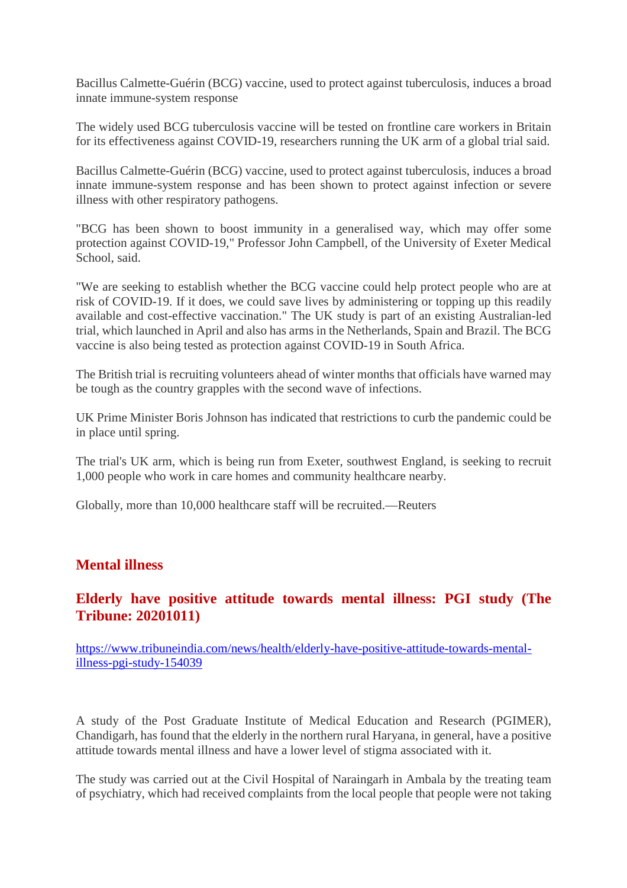Bacillus Calmette-Guérin (BCG) vaccine, used to protect against tuberculosis, induces a broad innate immune-system response

The widely used BCG tuberculosis vaccine will be tested on frontline care workers in Britain for its effectiveness against COVID-19, researchers running the UK arm of a global trial said.

Bacillus Calmette-Guérin (BCG) vaccine, used to protect against tuberculosis, induces a broad innate immune-system response and has been shown to protect against infection or severe illness with other respiratory pathogens.

"BCG has been shown to boost immunity in a generalised way, which may offer some protection against COVID-19," Professor John Campbell, of the University of Exeter Medical School, said.

"We are seeking to establish whether the BCG vaccine could help protect people who are at risk of COVID-19. If it does, we could save lives by administering or topping up this readily available and cost-effective vaccination." The UK study is part of an existing Australian-led trial, which launched in April and also has arms in the Netherlands, Spain and Brazil. The BCG vaccine is also being tested as protection against COVID-19 in South Africa.

The British trial is recruiting volunteers ahead of winter months that officials have warned may be tough as the country grapples with the second wave of infections.

UK Prime Minister Boris Johnson has indicated that restrictions to curb the pandemic could be in place until spring.

The trial's UK arm, which is being run from Exeter, southwest England, is seeking to recruit 1,000 people who work in care homes and community healthcare nearby.

Globally, more than 10,000 healthcare staff will be recruited.—Reuters

## Mental illness

### Elderly have positive attitude towards mental illness: PGI study (The Tribune: 20201011)

https://www.tribuneindia.com/news/health/elderly-have-positive-attitude-towards-mental-illness-pgi-study-154039

A study of the Post Graduate Institute of Medical Education and Research (PGIMER), Chandigarh, has found that the elderly in the northern rural Haryana, in general, have a positive attitude towards mental illness and have a lower level of stigma associated with it.

The study was carried out at the Civil Hospital of Naraingarh in Ambala by the treating team of psychiatry, which had received complaints from the local people that people were not taking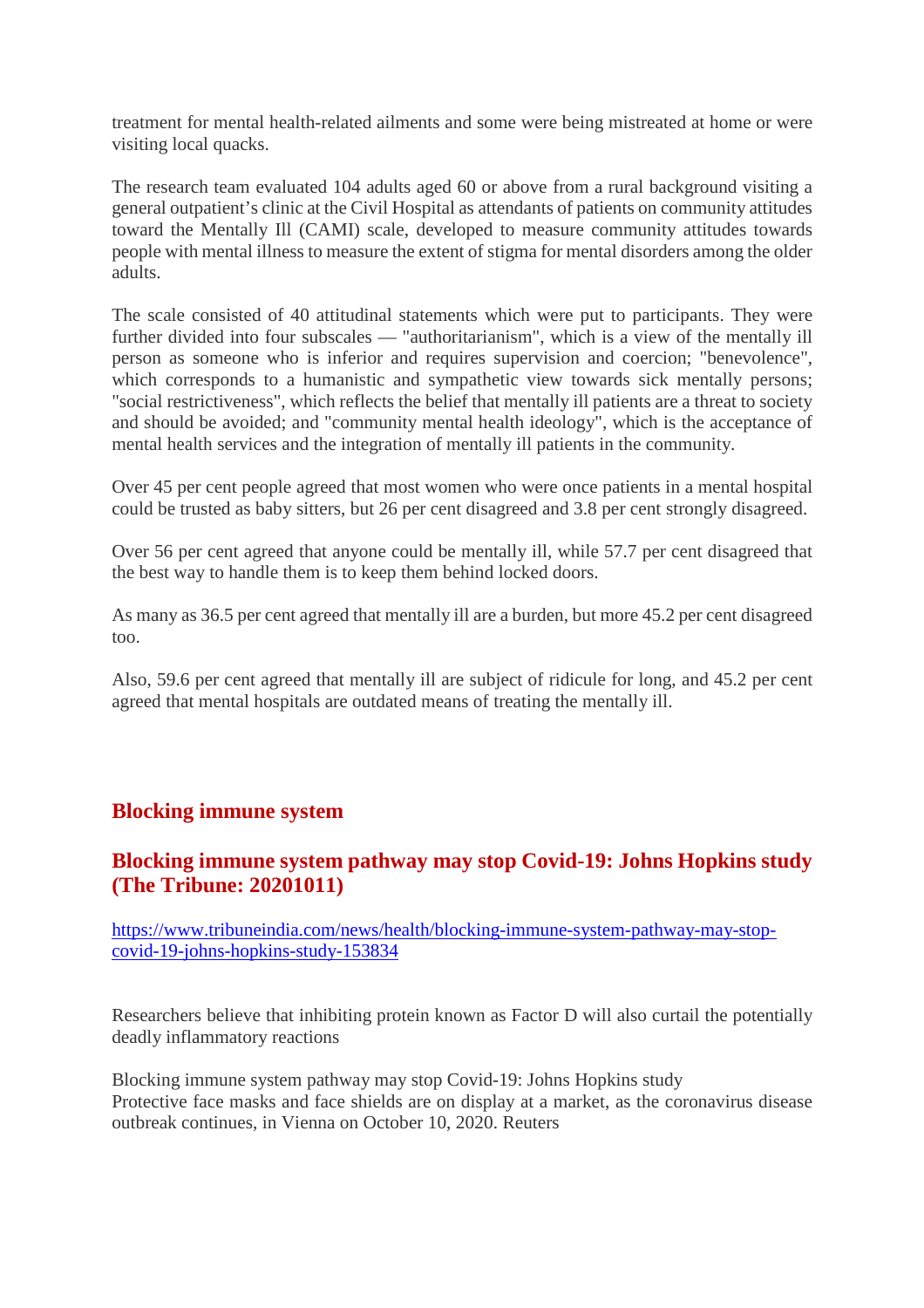treatment for mental health-related ailments and some were being mistreated at home or were visiting local quacks.

The research team evaluated 104 adults aged 60 or above from a rural background visiting a general outpatient's clinic at the Civil Hospital as attendants of patients on community attitudes toward the Mentally Ill (CAMI) scale, developed to measure community attitudes towards people with mental illness to measure the extent of stigma for mental disorders among the older adults.

The scale consisted of 40 attitudinal statements which were put to participants. They were further divided into four subscales — "authoritarianism", which is a view of the mentally ill person as someone who is inferior and requires supervision and coercion; "benevolence", which corresponds to a humanistic and sympathetic view towards sick mentally persons; "social restrictiveness", which reflects the belief that mentally ill patients are a threat to society and should be avoided; and "community mental health ideology", which is the acceptance of mental health services and the integration of mentally ill patients in the community.

Over 45 per cent people agreed that most women who were once patients in a mental hospital could be trusted as baby sitters, but 26 per cent disagreed and 3.8 per cent strongly disagreed.

Over 56 per cent agreed that anyone could be mentally ill, while 57.7 per cent disagreed that the best way to handle them is to keep them behind locked doors.

As many as 36.5 per cent agreed that mentally ill are a burden, but more 45.2 per cent disagreed too.

Also, 59.6 per cent agreed that mentally ill are subject of ridicule for long, and 45.2 per cent agreed that mental hospitals are outdated means of treating the mentally ill.

## Blocking immune system

## Blocking immune system pathway may stop Covid-19: Johns Hopkins study (The Tribune: 20201011)

https://www.tribuneindia.com/news/health/blocking-immune-system-pathway-may-stop-covid-19-johns-hopkins-study-153834

Researchers believe that inhibiting protein known as Factor D will also curtail the potentially deadly inflammatory reactions

Blocking immune system pathway may stop Covid-19: Johns Hopkins study
Protective face masks and face shields are on display at a market, as the coronavirus disease outbreak continues, in Vienna on October 10, 2020. Reuters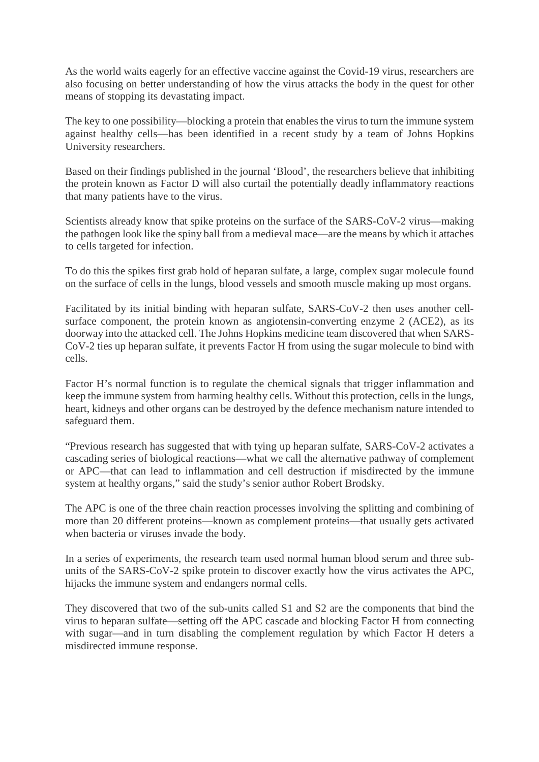As the world waits eagerly for an effective vaccine against the Covid-19 virus, researchers are also focusing on better understanding of how the virus attacks the body in the quest for other means of stopping its devastating impact.

The key to one possibility—blocking a protein that enables the virus to turn the immune system against healthy cells—has been identified in a recent study by a team of Johns Hopkins University researchers.

Based on their findings published in the journal 'Blood', the researchers believe that inhibiting the protein known as Factor D will also curtail the potentially deadly inflammatory reactions that many patients have to the virus.

Scientists already know that spike proteins on the surface of the SARS-CoV-2 virus—making the pathogen look like the spiny ball from a medieval mace—are the means by which it attaches to cells targeted for infection.

To do this the spikes first grab hold of heparan sulfate, a large, complex sugar molecule found on the surface of cells in the lungs, blood vessels and smooth muscle making up most organs.

Facilitated by its initial binding with heparan sulfate, SARS-CoV-2 then uses another cell-surface component, the protein known as angiotensin-converting enzyme 2 (ACE2), as its doorway into the attacked cell. The Johns Hopkins medicine team discovered that when SARS-CoV-2 ties up heparan sulfate, it prevents Factor H from using the sugar molecule to bind with cells.

Factor H's normal function is to regulate the chemical signals that trigger inflammation and keep the immune system from harming healthy cells. Without this protection, cells in the lungs, heart, kidneys and other organs can be destroyed by the defence mechanism nature intended to safeguard them.

"Previous research has suggested that with tying up heparan sulfate, SARS-CoV-2 activates a cascading series of biological reactions—what we call the alternative pathway of complement or APC—that can lead to inflammation and cell destruction if misdirected by the immune system at healthy organs," said the study's senior author Robert Brodsky.

The APC is one of the three chain reaction processes involving the splitting and combining of more than 20 different proteins—known as complement proteins—that usually gets activated when bacteria or viruses invade the body.

In a series of experiments, the research team used normal human blood serum and three sub-units of the SARS-CoV-2 spike protein to discover exactly how the virus activates the APC, hijacks the immune system and endangers normal cells.

They discovered that two of the sub-units called S1 and S2 are the components that bind the virus to heparan sulfate—setting off the APC cascade and blocking Factor H from connecting with sugar—and in turn disabling the complement regulation by which Factor H deters a misdirected immune response.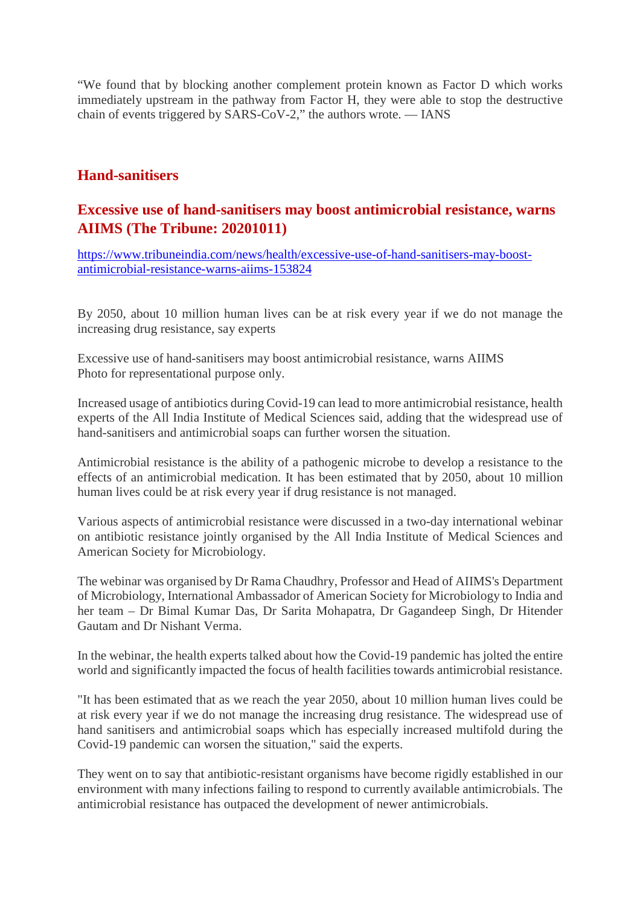"We found that by blocking another complement protein known as Factor D which works immediately upstream in the pathway from Factor H, they were able to stop the destructive chain of events triggered by SARS-CoV-2," the authors wrote. — IANS

## Hand-sanitisers

### Excessive use of hand-sanitisers may boost antimicrobial resistance, warns AIIMS (The Tribune: 20201011)

https://www.tribuneindia.com/news/health/excessive-use-of-hand-sanitisers-may-boost-antimicrobial-resistance-warns-aiims-153824

By 2050, about 10 million human lives can be at risk every year if we do not manage the increasing drug resistance, say experts

Excessive use of hand-sanitisers may boost antimicrobial resistance, warns AIIMS
Photo for representational purpose only.

Increased usage of antibiotics during Covid-19 can lead to more antimicrobial resistance, health experts of the All India Institute of Medical Sciences said, adding that the widespread use of hand-sanitisers and antimicrobial soaps can further worsen the situation.

Antimicrobial resistance is the ability of a pathogenic microbe to develop a resistance to the effects of an antimicrobial medication. It has been estimated that by 2050, about 10 million human lives could be at risk every year if drug resistance is not managed.

Various aspects of antimicrobial resistance were discussed in a two-day international webinar on antibiotic resistance jointly organised by the All India Institute of Medical Sciences and American Society for Microbiology.

The webinar was organised by Dr Rama Chaudhry, Professor and Head of AIIMS's Department of Microbiology, International Ambassador of American Society for Microbiology to India and her team – Dr Bimal Kumar Das, Dr Sarita Mohapatra, Dr Gagandeep Singh, Dr Hitender Gautam and Dr Nishant Verma.

In the webinar, the health experts talked about how the Covid-19 pandemic has jolted the entire world and significantly impacted the focus of health facilities towards antimicrobial resistance.

"It has been estimated that as we reach the year 2050, about 10 million human lives could be at risk every year if we do not manage the increasing drug resistance. The widespread use of hand sanitisers and antimicrobial soaps which has especially increased multifold during the Covid-19 pandemic can worsen the situation," said the experts.

They went on to say that antibiotic-resistant organisms have become rigidly established in our environment with many infections failing to respond to currently available antimicrobials. The antimicrobial resistance has outpaced the development of newer antimicrobials.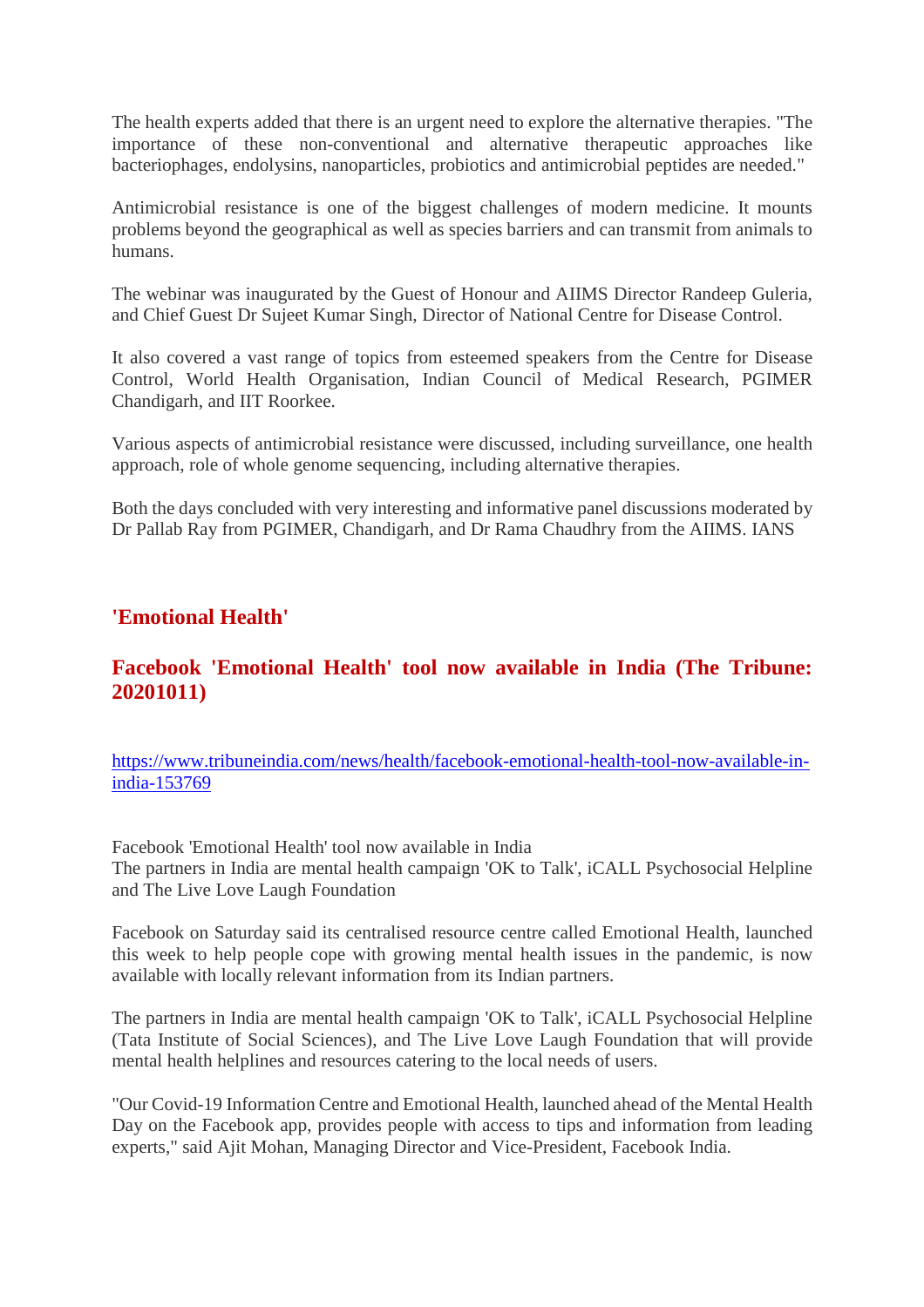The health experts added that there is an urgent need to explore the alternative therapies. "The importance of these non-conventional and alternative therapeutic approaches like bacteriophages, endolysins, nanoparticles, probiotics and antimicrobial peptides are needed."

Antimicrobial resistance is one of the biggest challenges of modern medicine. It mounts problems beyond the geographical as well as species barriers and can transmit from animals to humans.

The webinar was inaugurated by the Guest of Honour and AIIMS Director Randeep Guleria, and Chief Guest Dr Sujeet Kumar Singh, Director of National Centre for Disease Control.

It also covered a vast range of topics from esteemed speakers from the Centre for Disease Control, World Health Organisation, Indian Council of Medical Research, PGIMER Chandigarh, and IIT Roorkee.

Various aspects of antimicrobial resistance were discussed, including surveillance, one health approach, role of whole genome sequencing, including alternative therapies.

Both the days concluded with very interesting and informative panel discussions moderated by Dr Pallab Ray from PGIMER, Chandigarh, and Dr Rama Chaudhry from the AIIMS. IANS

## 'Emotional Health'

## Facebook 'Emotional Health' tool now available in India (The Tribune: 20201011)

https://www.tribuneindia.com/news/health/facebook-emotional-health-tool-now-available-in-india-153769

Facebook 'Emotional Health' tool now available in India
The partners in India are mental health campaign 'OK to Talk', iCALL Psychosocial Helpline and The Live Love Laugh Foundation

Facebook on Saturday said its centralised resource centre called Emotional Health, launched this week to help people cope with growing mental health issues in the pandemic, is now available with locally relevant information from its Indian partners.

The partners in India are mental health campaign 'OK to Talk', iCALL Psychosocial Helpline (Tata Institute of Social Sciences), and The Live Love Laugh Foundation that will provide mental health helplines and resources catering to the local needs of users.

"Our Covid-19 Information Centre and Emotional Health, launched ahead of the Mental Health Day on the Facebook app, provides people with access to tips and information from leading experts," said Ajit Mohan, Managing Director and Vice-President, Facebook India.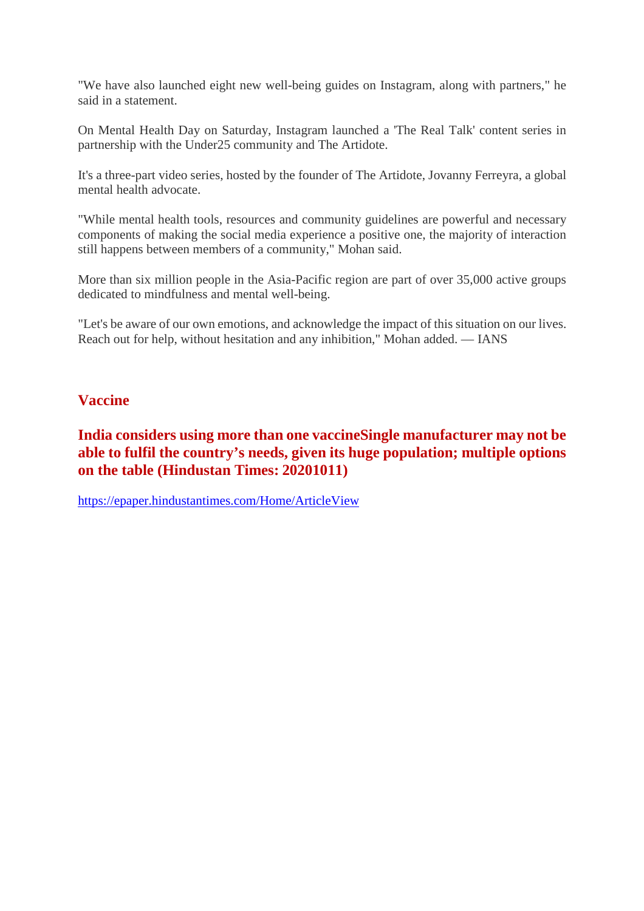"We have also launched eight new well-being guides on Instagram, along with partners," he said in a statement.

On Mental Health Day on Saturday, Instagram launched a 'The Real Talk' content series in partnership with the Under25 community and The Artidote.

It's a three-part video series, hosted by the founder of The Artidote, Jovanny Ferreyra, a global mental health advocate.

"While mental health tools, resources and community guidelines are powerful and necessary components of making the social media experience a positive one, the majority of interaction still happens between members of a community," Mohan said.

More than six million people in the Asia-Pacific region are part of over 35,000 active groups dedicated to mindfulness and mental well-being.

"Let's be aware of our own emotions, and acknowledge the impact of this situation on our lives. Reach out for help, without hesitation and any inhibition," Mohan added. — IANS

## Vaccine

### India considers using more than one vaccineSingle manufacturer may not be able to fulfil the country's needs, given its huge population; multiple options on the table (Hindustan Times: 20201011)

https://epaper.hindustantimes.com/Home/ArticleView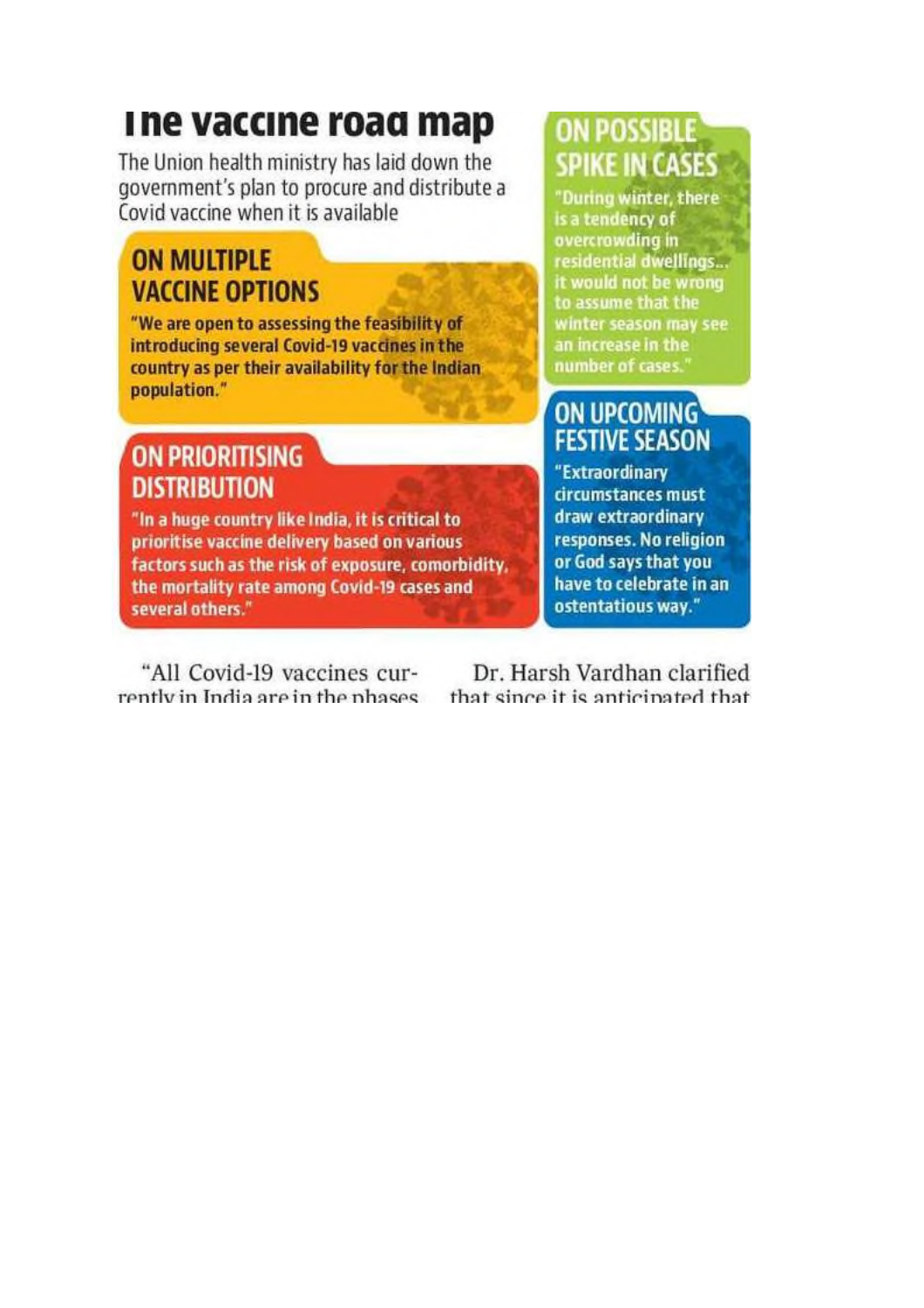# The vaccine road map

The Union health ministry has laid down the government's plan to procure and distribute a Covid vaccine when it is available

## ON MULTIPLE VACCINE OPTIONS

**"We are open to assessing the feasibility of introducing several Covid-19 vaccines in the country as per their availability for the Indian population."**

## ON PRIORITISING DISTRIBUTION

**"In a huge country like India, it is critical to prioritise vaccine delivery based on various factors such as the risk of exposure, comorbidity, the mortality rate among Covid-19 cases and several others."**

## ON POSSIBLE SPIKE IN CASES

**"During winter, there is a tendency of overcrowding in residential dwellings... it would not be wrong to assume that the winter season may see an increase in the number of cases."**

## ON UPCOMING FESTIVE SEASON

**"Extraordinary circumstances must draw extraordinary responses. No religion or God says that you have to celebrate in an ostentatious way."**

"All Covid-19 vaccines currently in India are in the phases

Dr. Harsh Vardhan clarified that since it is anticipated that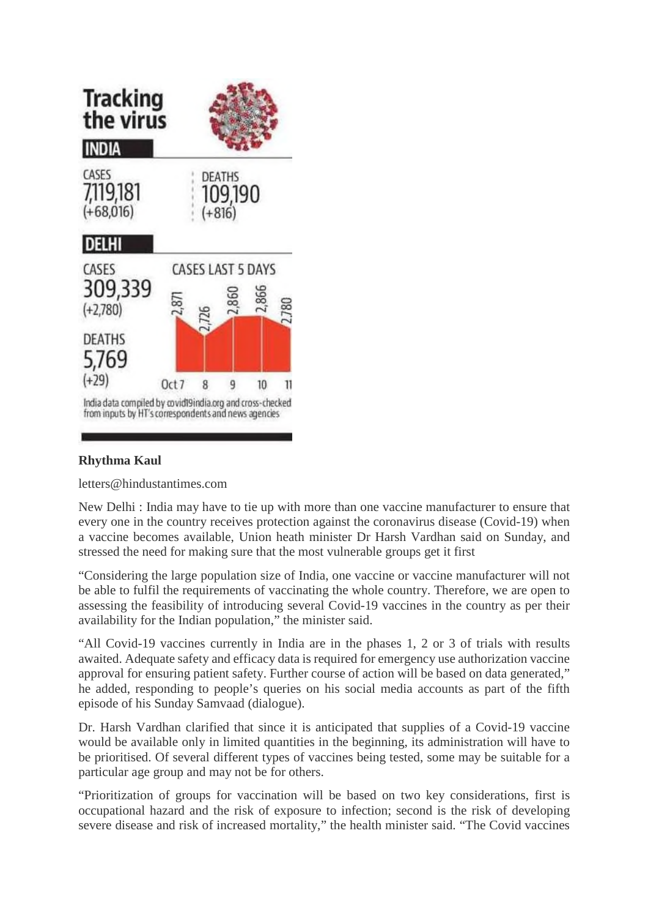**Tracking the virus**

**INDIA**

| CASES | DEATHS |
| --- | --- |
| 7,119,181 (+68,016) | 109,190 (+816) |

**DELHI**

CASES
309,339
(+2,780)

DEATHS
5,769
(+29)

CASES LAST 5 DAYS

| Oct 7 | 8 | 9 | 10 | 11 |
| --- | --- | --- | --- | --- |
| 2,871 | 2,726 | 2,860 | 2,866 | 2,780 |

India data compiled by covid19india.org and cross-checked from inputs by HT's correspondents and news agencies

**Rhythma Kaul**

letters@hindustantimes.com

New Delhi : India may have to tie up with more than one vaccine manufacturer to ensure that every one in the country receives protection against the coronavirus disease (Covid-19) when a vaccine becomes available, Union heath minister Dr Harsh Vardhan said on Sunday, and stressed the need for making sure that the most vulnerable groups get it first

"Considering the large population size of India, one vaccine or vaccine manufacturer will not be able to fulfil the requirements of vaccinating the whole country. Therefore, we are open to assessing the feasibility of introducing several Covid-19 vaccines in the country as per their availability for the Indian population," the minister said.

"All Covid-19 vaccines currently in India are in the phases 1, 2 or 3 of trials with results awaited. Adequate safety and efficacy data is required for emergency use authorization vaccine approval for ensuring patient safety. Further course of action will be based on data generated," he added, responding to people's queries on his social media accounts as part of the fifth episode of his Sunday Samvaad (dialogue).

Dr. Harsh Vardhan clarified that since it is anticipated that supplies of a Covid-19 vaccine would be available only in limited quantities in the beginning, its administration will have to be prioritised. Of several different types of vaccines being tested, some may be suitable for a particular age group and may not be for others.

"Prioritization of groups for vaccination will be based on two key considerations, first is occupational hazard and the risk of exposure to infection; second is the risk of developing severe disease and risk of increased mortality," the health minister said. "The Covid vaccines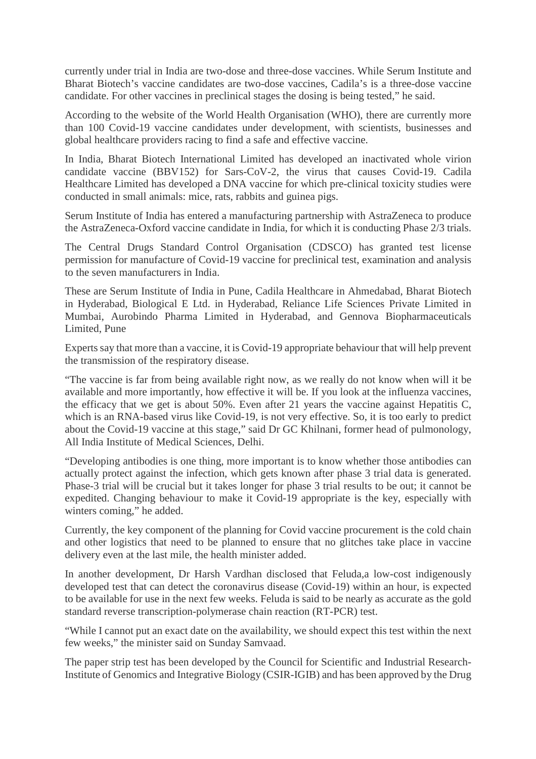currently under trial in India are two-dose and three-dose vaccines. While Serum Institute and Bharat Biotech's vaccine candidates are two-dose vaccines, Cadila's is a three-dose vaccine candidate. For other vaccines in preclinical stages the dosing is being tested," he said.

According to the website of the World Health Organisation (WHO), there are currently more than 100 Covid-19 vaccine candidates under development, with scientists, businesses and global healthcare providers racing to find a safe and effective vaccine.

In India, Bharat Biotech International Limited has developed an inactivated whole virion candidate vaccine (BBV152) for Sars-CoV-2, the virus that causes Covid-19. Cadila Healthcare Limited has developed a DNA vaccine for which pre-clinical toxicity studies were conducted in small animals: mice, rats, rabbits and guinea pigs.

Serum Institute of India has entered a manufacturing partnership with AstraZeneca to produce the AstraZeneca-Oxford vaccine candidate in India, for which it is conducting Phase 2/3 trials.

The Central Drugs Standard Control Organisation (CDSCO) has granted test license permission for manufacture of Covid-19 vaccine for preclinical test, examination and analysis to the seven manufacturers in India.

These are Serum Institute of India in Pune, Cadila Healthcare in Ahmedabad, Bharat Biotech in Hyderabad, Biological E Ltd. in Hyderabad, Reliance Life Sciences Private Limited in Mumbai, Aurobindo Pharma Limited in Hyderabad, and Gennova Biopharmaceuticals Limited, Pune

Experts say that more than a vaccine, it is Covid-19 appropriate behaviour that will help prevent the transmission of the respiratory disease.

"The vaccine is far from being available right now, as we really do not know when will it be available and more importantly, how effective it will be. If you look at the influenza vaccines, the efficacy that we get is about 50%. Even after 21 years the vaccine against Hepatitis C, which is an RNA-based virus like Covid-19, is not very effective. So, it is too early to predict about the Covid-19 vaccine at this stage," said Dr GC Khilnani, former head of pulmonology, All India Institute of Medical Sciences, Delhi.

"Developing antibodies is one thing, more important is to know whether those antibodies can actually protect against the infection, which gets known after phase 3 trial data is generated. Phase-3 trial will be crucial but it takes longer for phase 3 trial results to be out; it cannot be expedited. Changing behaviour to make it Covid-19 appropriate is the key, especially with winters coming," he added.

Currently, the key component of the planning for Covid vaccine procurement is the cold chain and other logistics that need to be planned to ensure that no glitches take place in vaccine delivery even at the last mile, the health minister added.

In another development, Dr Harsh Vardhan disclosed that Feluda,a low-cost indigenously developed test that can detect the coronavirus disease (Covid-19) within an hour, is expected to be available for use in the next few weeks. Feluda is said to be nearly as accurate as the gold standard reverse transcription-polymerase chain reaction (RT-PCR) test.

"While I cannot put an exact date on the availability, we should expect this test within the next few weeks," the minister said on Sunday Samvaad.

The paper strip test has been developed by the Council for Scientific and Industrial Research-Institute of Genomics and Integrative Biology (CSIR-IGIB) and has been approved by the Drug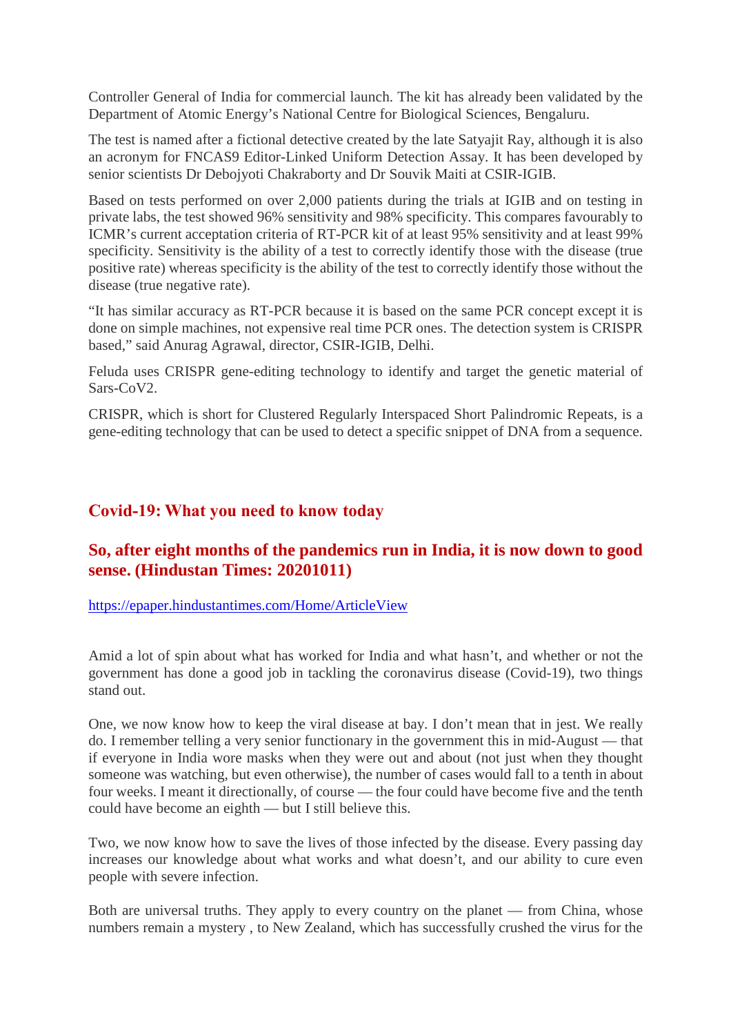Controller General of India for commercial launch. The kit has already been validated by the Department of Atomic Energy's National Centre for Biological Sciences, Bengaluru.

The test is named after a fictional detective created by the late Satyajit Ray, although it is also an acronym for FNCAS9 Editor-Linked Uniform Detection Assay. It has been developed by senior scientists Dr Debojyoti Chakraborty and Dr Souvik Maiti at CSIR-IGIB.

Based on tests performed on over 2,000 patients during the trials at IGIB and on testing in private labs, the test showed 96% sensitivity and 98% specificity. This compares favourably to ICMR's current acceptation criteria of RT-PCR kit of at least 95% sensitivity and at least 99% specificity. Sensitivity is the ability of a test to correctly identify those with the disease (true positive rate) whereas specificity is the ability of the test to correctly identify those without the disease (true negative rate).

"It has similar accuracy as RT-PCR because it is based on the same PCR concept except it is done on simple machines, not expensive real time PCR ones. The detection system is CRISPR based," said Anurag Agrawal, director, CSIR-IGIB, Delhi.

Feluda uses CRISPR gene-editing technology to identify and target the genetic material of Sars-CoV2.

CRISPR, which is short for Clustered Regularly Interspaced Short Palindromic Repeats, is a gene-editing technology that can be used to detect a specific snippet of DNA from a sequence.

## Covid-19: What you need to know today

## So, after eight months of the pandemics run in India, it is now down to good sense. (Hindustan Times: 20201011)

https://epaper.hindustantimes.com/Home/ArticleView

Amid a lot of spin about what has worked for India and what hasn't, and whether or not the government has done a good job in tackling the coronavirus disease (Covid-19), two things stand out.

One, we now know how to keep the viral disease at bay. I don't mean that in jest. We really do. I remember telling a very senior functionary in the government this in mid-August — that if everyone in India wore masks when they were out and about (not just when they thought someone was watching, but even otherwise), the number of cases would fall to a tenth in about four weeks. I meant it directionally, of course — the four could have become five and the tenth could have become an eighth — but I still believe this.

Two, we now know how to save the lives of those infected by the disease. Every passing day increases our knowledge about what works and what doesn't, and our ability to cure even people with severe infection.

Both are universal truths. They apply to every country on the planet — from China, whose numbers remain a mystery , to New Zealand, which has successfully crushed the virus for the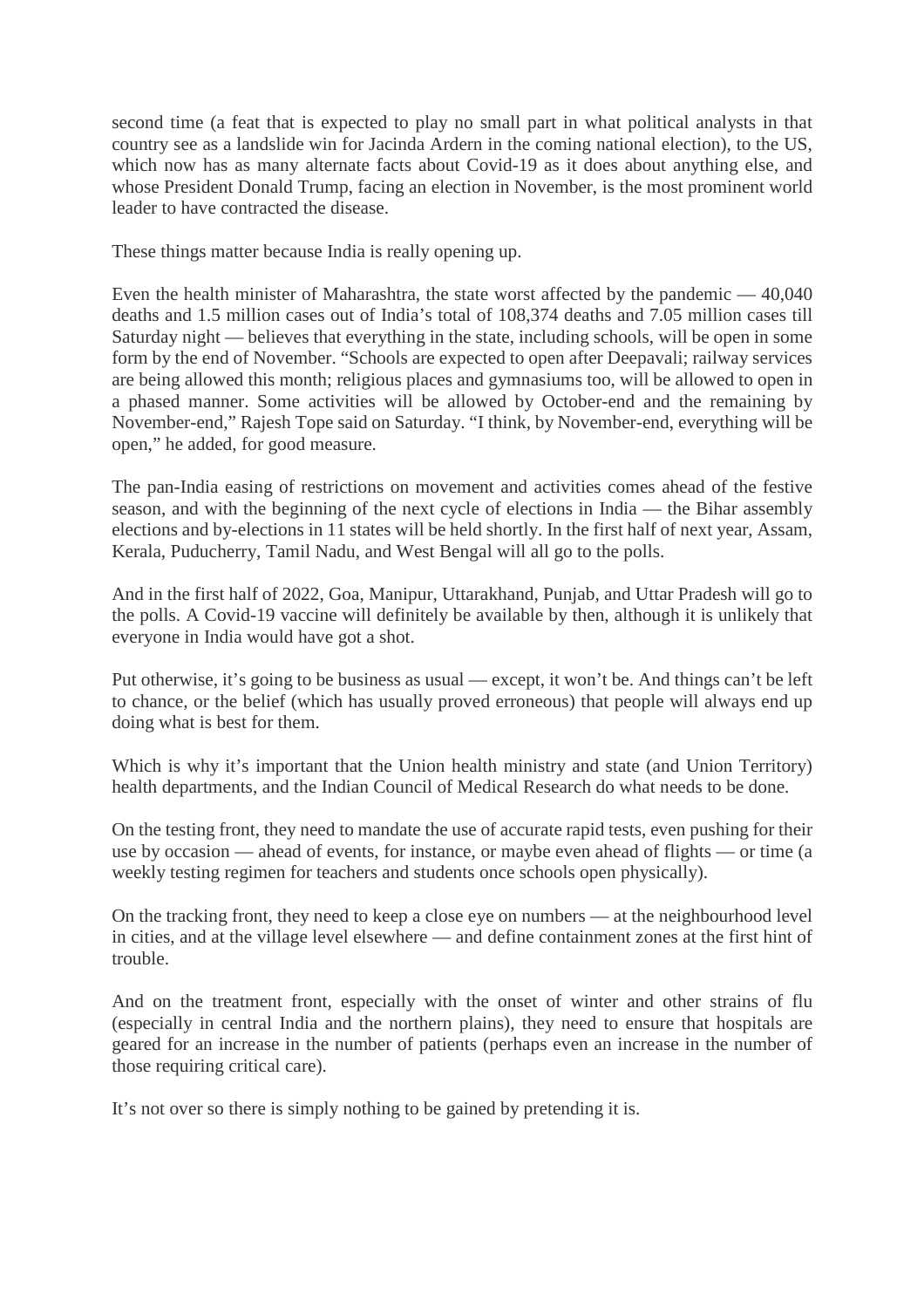second time (a feat that is expected to play no small part in what political analysts in that country see as a landslide win for Jacinda Ardern in the coming national election), to the US, which now has as many alternate facts about Covid-19 as it does about anything else, and whose President Donald Trump, facing an election in November, is the most prominent world leader to have contracted the disease.

These things matter because India is really opening up.

Even the health minister of Maharashtra, the state worst affected by the pandemic — 40,040 deaths and 1.5 million cases out of India's total of 108,374 deaths and 7.05 million cases till Saturday night — believes that everything in the state, including schools, will be open in some form by the end of November. "Schools are expected to open after Deepavali; railway services are being allowed this month; religious places and gymnasiums too, will be allowed to open in a phased manner. Some activities will be allowed by October-end and the remaining by November-end," Rajesh Tope said on Saturday. "I think, by November-end, everything will be open," he added, for good measure.

The pan-India easing of restrictions on movement and activities comes ahead of the festive season, and with the beginning of the next cycle of elections in India — the Bihar assembly elections and by-elections in 11 states will be held shortly. In the first half of next year, Assam, Kerala, Puducherry, Tamil Nadu, and West Bengal will all go to the polls.

And in the first half of 2022, Goa, Manipur, Uttarakhand, Punjab, and Uttar Pradesh will go to the polls. A Covid-19 vaccine will definitely be available by then, although it is unlikely that everyone in India would have got a shot.

Put otherwise, it's going to be business as usual — except, it won't be. And things can't be left to chance, or the belief (which has usually proved erroneous) that people will always end up doing what is best for them.

Which is why it's important that the Union health ministry and state (and Union Territory) health departments, and the Indian Council of Medical Research do what needs to be done.

On the testing front, they need to mandate the use of accurate rapid tests, even pushing for their use by occasion — ahead of events, for instance, or maybe even ahead of flights — or time (a weekly testing regimen for teachers and students once schools open physically).

On the tracking front, they need to keep a close eye on numbers — at the neighbourhood level in cities, and at the village level elsewhere — and define containment zones at the first hint of trouble.

And on the treatment front, especially with the onset of winter and other strains of flu (especially in central India and the northern plains), they need to ensure that hospitals are geared for an increase in the number of patients (perhaps even an increase in the number of those requiring critical care).

It's not over so there is simply nothing to be gained by pretending it is.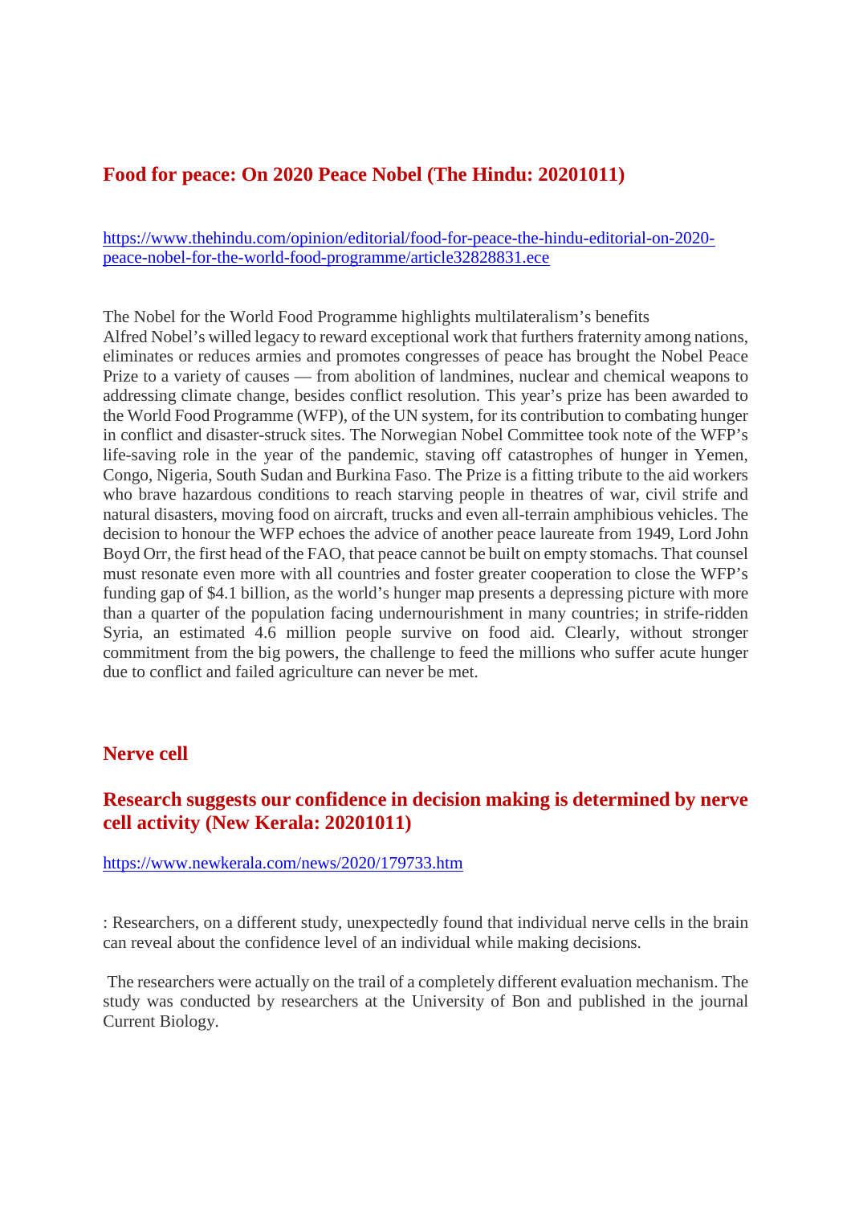## Food for peace: On 2020 Peace Nobel (The Hindu: 20201011)

https://www.thehindu.com/opinion/editorial/food-for-peace-the-hindu-editorial-on-2020-peace-nobel-for-the-world-food-programme/article32828831.ece

The Nobel for the World Food Programme highlights multilateralism's benefits
Alfred Nobel's willed legacy to reward exceptional work that furthers fraternity among nations, eliminates or reduces armies and promotes congresses of peace has brought the Nobel Peace Prize to a variety of causes — from abolition of landmines, nuclear and chemical weapons to addressing climate change, besides conflict resolution. This year's prize has been awarded to the World Food Programme (WFP), of the UN system, for its contribution to combating hunger in conflict and disaster-struck sites. The Norwegian Nobel Committee took note of the WFP's life-saving role in the year of the pandemic, staving off catastrophes of hunger in Yemen, Congo, Nigeria, South Sudan and Burkina Faso. The Prize is a fitting tribute to the aid workers who brave hazardous conditions to reach starving people in theatres of war, civil strife and natural disasters, moving food on aircraft, trucks and even all-terrain amphibious vehicles. The decision to honour the WFP echoes the advice of another peace laureate from 1949, Lord John Boyd Orr, the first head of the FAO, that peace cannot be built on empty stomachs. That counsel must resonate even more with all countries and foster greater cooperation to close the WFP's funding gap of $4.1 billion, as the world's hunger map presents a depressing picture with more than a quarter of the population facing undernourishment in many countries; in strife-ridden Syria, an estimated 4.6 million people survive on food aid. Clearly, without stronger commitment from the big powers, the challenge to feed the millions who suffer acute hunger due to conflict and failed agriculture can never be met.

## Nerve cell

## Research suggests our confidence in decision making is determined by nerve cell activity (New Kerala: 20201011)

https://www.newkerala.com/news/2020/179733.htm

: Researchers, on a different study, unexpectedly found that individual nerve cells in the brain can reveal about the confidence level of an individual while making decisions.

The researchers were actually on the trail of a completely different evaluation mechanism. The study was conducted by researchers at the University of Bon and published in the journal Current Biology.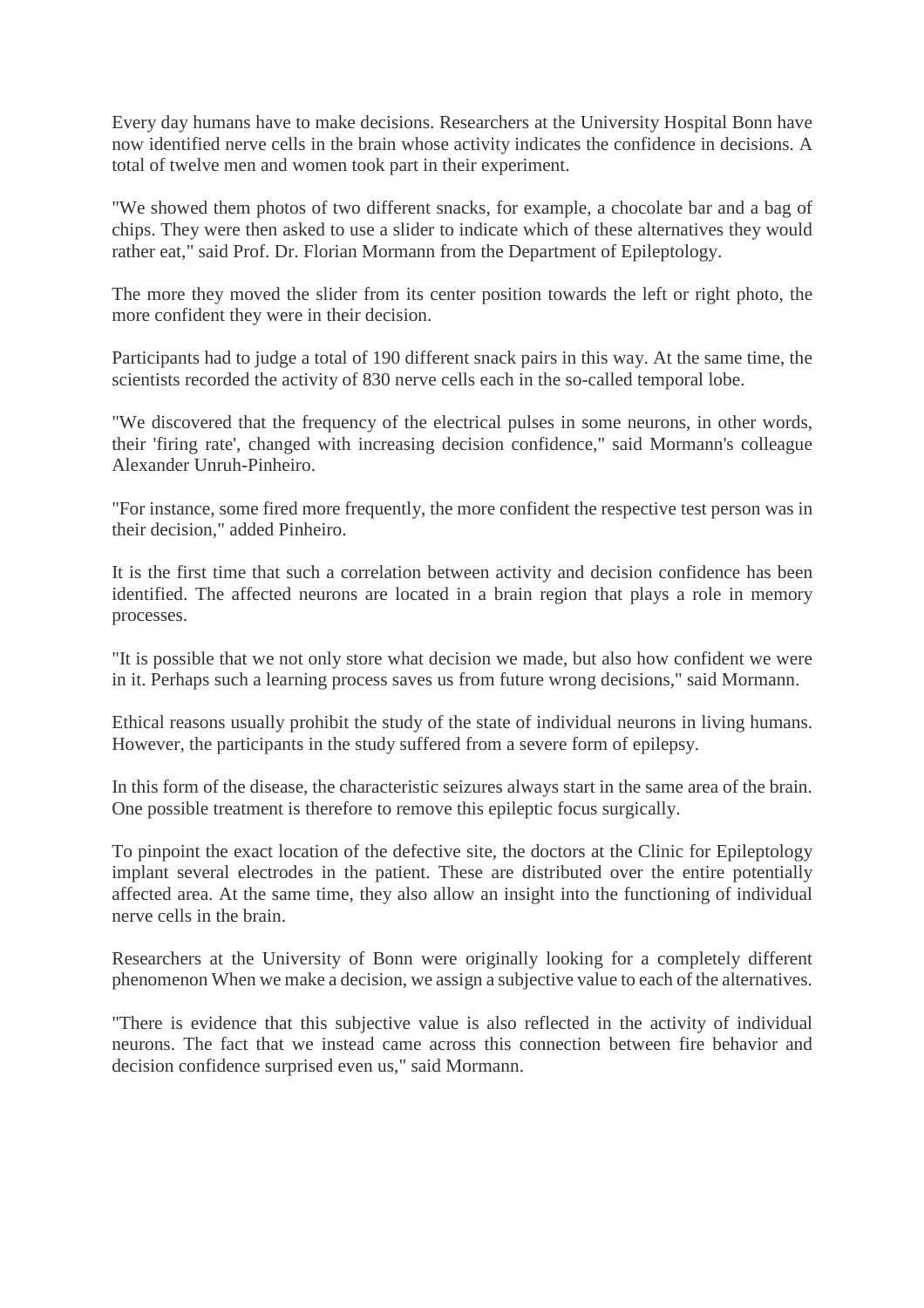Every day humans have to make decisions. Researchers at the University Hospital Bonn have now identified nerve cells in the brain whose activity indicates the confidence in decisions. A total of twelve men and women took part in their experiment.

"We showed them photos of two different snacks, for example, a chocolate bar and a bag of chips. They were then asked to use a slider to indicate which of these alternatives they would rather eat," said Prof. Dr. Florian Mormann from the Department of Epileptology.

The more they moved the slider from its center position towards the left or right photo, the more confident they were in their decision.

Participants had to judge a total of 190 different snack pairs in this way. At the same time, the scientists recorded the activity of 830 nerve cells each in the so-called temporal lobe.

"We discovered that the frequency of the electrical pulses in some neurons, in other words, their 'firing rate', changed with increasing decision confidence," said Mormann's colleague Alexander Unruh-Pinheiro.

"For instance, some fired more frequently, the more confident the respective test person was in their decision," added Pinheiro.

It is the first time that such a correlation between activity and decision confidence has been identified. The affected neurons are located in a brain region that plays a role in memory processes.

"It is possible that we not only store what decision we made, but also how confident we were in it. Perhaps such a learning process saves us from future wrong decisions," said Mormann.

Ethical reasons usually prohibit the study of the state of individual neurons in living humans. However, the participants in the study suffered from a severe form of epilepsy.

In this form of the disease, the characteristic seizures always start in the same area of the brain. One possible treatment is therefore to remove this epileptic focus surgically.

To pinpoint the exact location of the defective site, the doctors at the Clinic for Epileptology implant several electrodes in the patient. These are distributed over the entire potentially affected area. At the same time, they also allow an insight into the functioning of individual nerve cells in the brain.

Researchers at the University of Bonn were originally looking for a completely different phenomenon When we make a decision, we assign a subjective value to each of the alternatives.

"There is evidence that this subjective value is also reflected in the activity of individual neurons. The fact that we instead came across this connection between fire behavior and decision confidence surprised even us," said Mormann.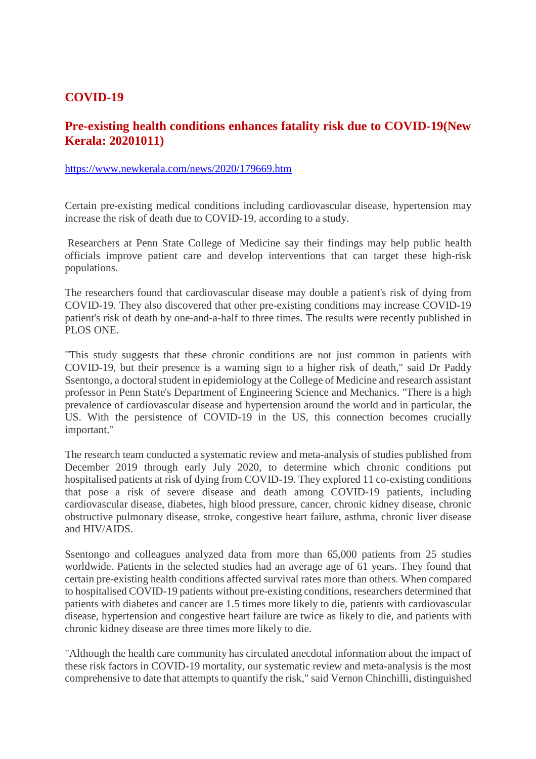## COVID-19

### Pre-existing health conditions enhances fatality risk due to COVID-19(New Kerala: 20201011)

https://www.newkerala.com/news/2020/179669.htm

Certain pre-existing medical conditions including cardiovascular disease, hypertension may increase the risk of death due to COVID-19, according to a study.

Researchers at Penn State College of Medicine say their findings may help public health officials improve patient care and develop interventions that can target these high-risk populations.

The researchers found that cardiovascular disease may double a patient's risk of dying from COVID-19. They also discovered that other pre-existing conditions may increase COVID-19 patient's risk of death by one-and-a-half to three times. The results were recently published in PLOS ONE.

"This study suggests that these chronic conditions are not just common in patients with COVID-19, but their presence is a warning sign to a higher risk of death," said Dr Paddy Ssentongo, a doctoral student in epidemiology at the College of Medicine and research assistant professor in Penn State's Department of Engineering Science and Mechanics. "There is a high prevalence of cardiovascular disease and hypertension around the world and in particular, the US. With the persistence of COVID-19 in the US, this connection becomes crucially important."

The research team conducted a systematic review and meta-analysis of studies published from December 2019 through early July 2020, to determine which chronic conditions put hospitalised patients at risk of dying from COVID-19. They explored 11 co-existing conditions that pose a risk of severe disease and death among COVID-19 patients, including cardiovascular disease, diabetes, high blood pressure, cancer, chronic kidney disease, chronic obstructive pulmonary disease, stroke, congestive heart failure, asthma, chronic liver disease and HIV/AIDS.

Ssentongo and colleagues analyzed data from more than 65,000 patients from 25 studies worldwide. Patients in the selected studies had an average age of 61 years. They found that certain pre-existing health conditions affected survival rates more than others. When compared to hospitalised COVID-19 patients without pre-existing conditions, researchers determined that patients with diabetes and cancer are 1.5 times more likely to die, patients with cardiovascular disease, hypertension and congestive heart failure are twice as likely to die, and patients with chronic kidney disease are three times more likely to die.

"Although the health care community has circulated anecdotal information about the impact of these risk factors in COVID-19 mortality, our systematic review and meta-analysis is the most comprehensive to date that attempts to quantify the risk," said Vernon Chinchilli, distinguished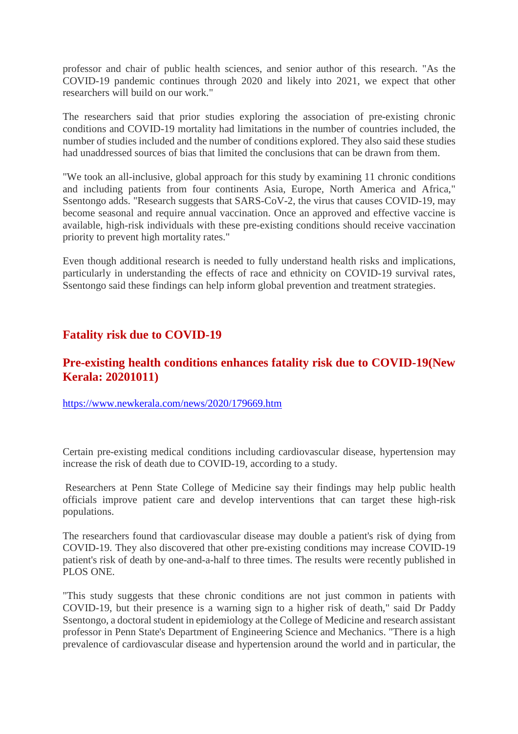professor and chair of public health sciences, and senior author of this research. "As the COVID-19 pandemic continues through 2020 and likely into 2021, we expect that other researchers will build on our work."

The researchers said that prior studies exploring the association of pre-existing chronic conditions and COVID-19 mortality had limitations in the number of countries included, the number of studies included and the number of conditions explored. They also said these studies had unaddressed sources of bias that limited the conclusions that can be drawn from them.

"We took an all-inclusive, global approach for this study by examining 11 chronic conditions and including patients from four continents Asia, Europe, North America and Africa," Ssentongo adds. "Research suggests that SARS-CoV-2, the virus that causes COVID-19, may become seasonal and require annual vaccination. Once an approved and effective vaccine is available, high-risk individuals with these pre-existing conditions should receive vaccination priority to prevent high mortality rates."

Even though additional research is needed to fully understand health risks and implications, particularly in understanding the effects of race and ethnicity on COVID-19 survival rates, Ssentongo said these findings can help inform global prevention and treatment strategies.

## Fatality risk due to COVID-19

## Pre-existing health conditions enhances fatality risk due to COVID-19(New Kerala: 20201011)

https://www.newkerala.com/news/2020/179669.htm

Certain pre-existing medical conditions including cardiovascular disease, hypertension may increase the risk of death due to COVID-19, according to a study.

Researchers at Penn State College of Medicine say their findings may help public health officials improve patient care and develop interventions that can target these high-risk populations.

The researchers found that cardiovascular disease may double a patient's risk of dying from COVID-19. They also discovered that other pre-existing conditions may increase COVID-19 patient's risk of death by one-and-a-half to three times. The results were recently published in PLOS ONE.

"This study suggests that these chronic conditions are not just common in patients with COVID-19, but their presence is a warning sign to a higher risk of death," said Dr Paddy Ssentongo, a doctoral student in epidemiology at the College of Medicine and research assistant professor in Penn State's Department of Engineering Science and Mechanics. "There is a high prevalence of cardiovascular disease and hypertension around the world and in particular, the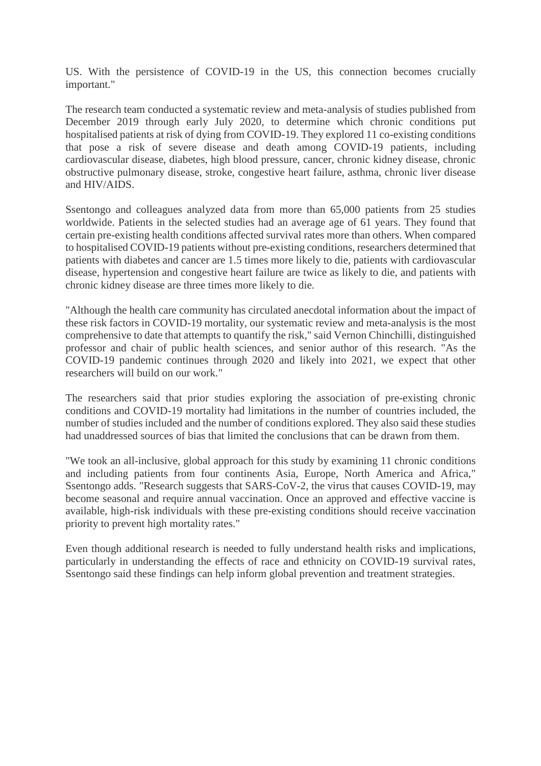US. With the persistence of COVID-19 in the US, this connection becomes crucially important."

The research team conducted a systematic review and meta-analysis of studies published from December 2019 through early July 2020, to determine which chronic conditions put hospitalised patients at risk of dying from COVID-19. They explored 11 co-existing conditions that pose a risk of severe disease and death among COVID-19 patients, including cardiovascular disease, diabetes, high blood pressure, cancer, chronic kidney disease, chronic obstructive pulmonary disease, stroke, congestive heart failure, asthma, chronic liver disease and HIV/AIDS.

Ssentongo and colleagues analyzed data from more than 65,000 patients from 25 studies worldwide. Patients in the selected studies had an average age of 61 years. They found that certain pre-existing health conditions affected survival rates more than others. When compared to hospitalised COVID-19 patients without pre-existing conditions, researchers determined that patients with diabetes and cancer are 1.5 times more likely to die, patients with cardiovascular disease, hypertension and congestive heart failure are twice as likely to die, and patients with chronic kidney disease are three times more likely to die.

"Although the health care community has circulated anecdotal information about the impact of these risk factors in COVID-19 mortality, our systematic review and meta-analysis is the most comprehensive to date that attempts to quantify the risk," said Vernon Chinchilli, distinguished professor and chair of public health sciences, and senior author of this research. "As the COVID-19 pandemic continues through 2020 and likely into 2021, we expect that other researchers will build on our work."

The researchers said that prior studies exploring the association of pre-existing chronic conditions and COVID-19 mortality had limitations in the number of countries included, the number of studies included and the number of conditions explored. They also said these studies had unaddressed sources of bias that limited the conclusions that can be drawn from them.

"We took an all-inclusive, global approach for this study by examining 11 chronic conditions and including patients from four continents Asia, Europe, North America and Africa," Ssentongo adds. "Research suggests that SARS-CoV-2, the virus that causes COVID-19, may become seasonal and require annual vaccination. Once an approved and effective vaccine is available, high-risk individuals with these pre-existing conditions should receive vaccination priority to prevent high mortality rates."

Even though additional research is needed to fully understand health risks and implications, particularly in understanding the effects of race and ethnicity on COVID-19 survival rates, Ssentongo said these findings can help inform global prevention and treatment strategies.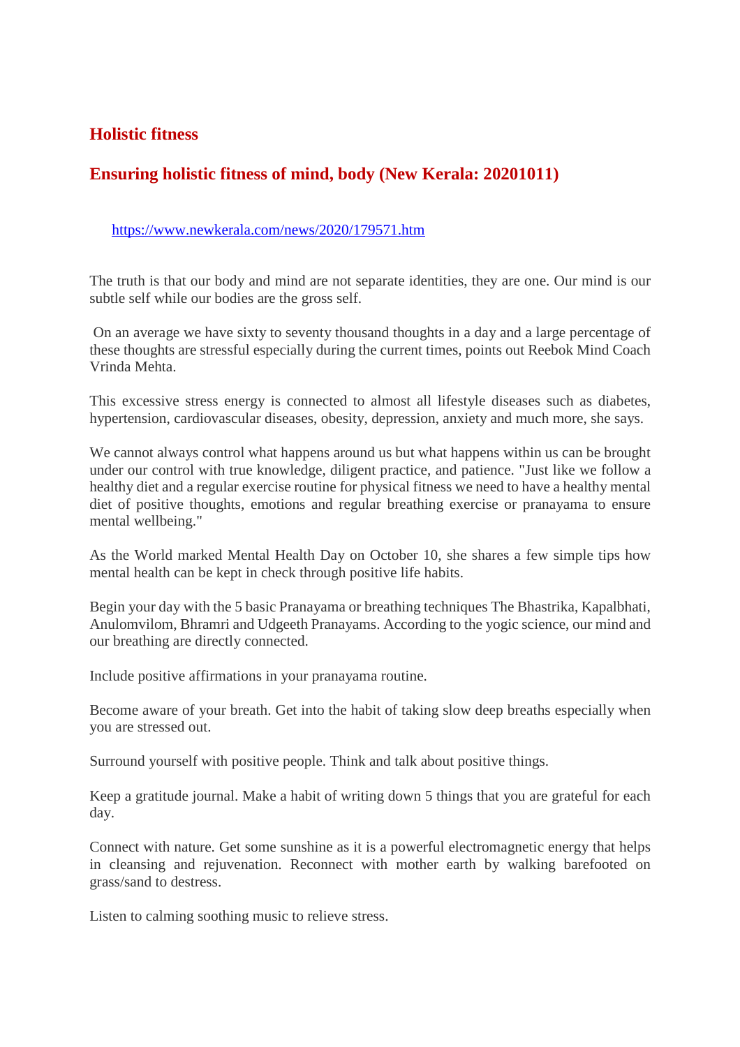## Holistic fitness

## Ensuring holistic fitness of mind, body (New Kerala: 20201011)

https://www.newkerala.com/news/2020/179571.htm

The truth is that our body and mind are not separate identities, they are one. Our mind is our subtle self while our bodies are the gross self.

On an average we have sixty to seventy thousand thoughts in a day and a large percentage of these thoughts are stressful especially during the current times, points out Reebok Mind Coach Vrinda Mehta.

This excessive stress energy is connected to almost all lifestyle diseases such as diabetes, hypertension, cardiovascular diseases, obesity, depression, anxiety and much more, she says.

We cannot always control what happens around us but what happens within us can be brought under our control with true knowledge, diligent practice, and patience. "Just like we follow a healthy diet and a regular exercise routine for physical fitness we need to have a healthy mental diet of positive thoughts, emotions and regular breathing exercise or pranayama to ensure mental wellbeing."

As the World marked Mental Health Day on October 10, she shares a few simple tips how mental health can be kept in check through positive life habits.

Begin your day with the 5 basic Pranayama or breathing techniques The Bhastrika, Kapalbhati, Anulomvilom, Bhramri and Udgeeth Pranayams. According to the yogic science, our mind and our breathing are directly connected.

Include positive affirmations in your pranayama routine.

Become aware of your breath. Get into the habit of taking slow deep breaths especially when you are stressed out.

Surround yourself with positive people. Think and talk about positive things.

Keep a gratitude journal. Make a habit of writing down 5 things that you are grateful for each day.

Connect with nature. Get some sunshine as it is a powerful electromagnetic energy that helps in cleansing and rejuvenation. Reconnect with mother earth by walking barefooted on grass/sand to destress.

Listen to calming soothing music to relieve stress.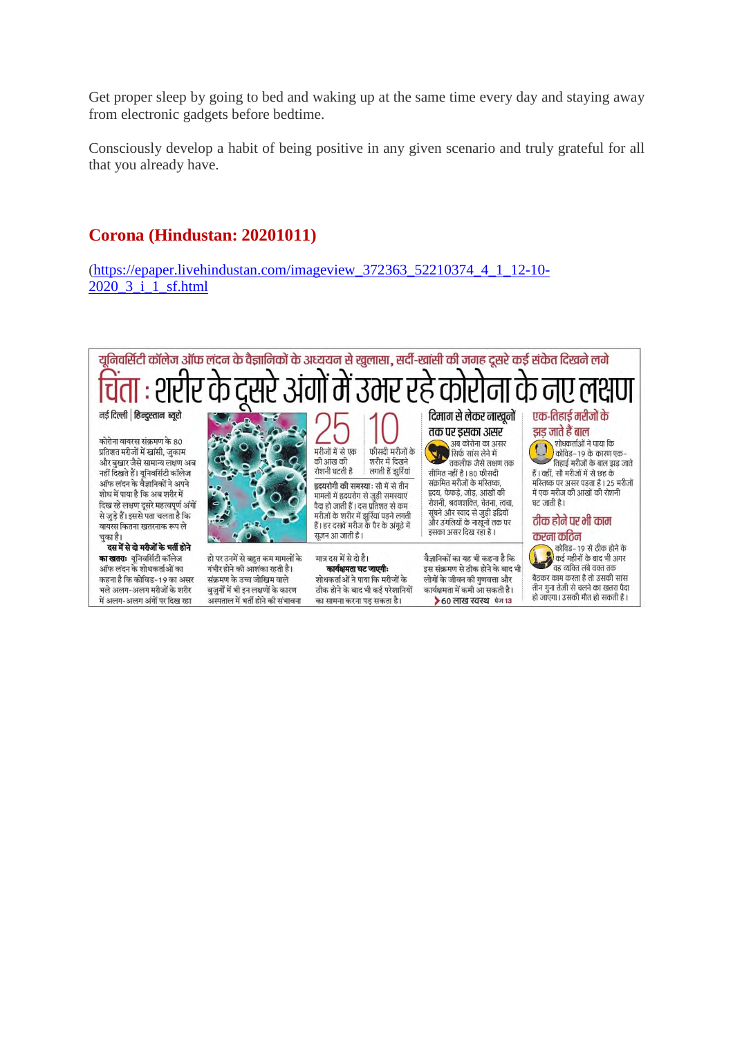Get proper sleep by going to bed and waking up at the same time every day and staying away from electronic gadgets before bedtime.

Consciously develop a habit of being positive in any given scenario and truly grateful for all that you already have.

## Corona (Hindustan: 20201011)

(https://epaper.livehindustan.com/imageview_372363_52210374_4_1_12-10-2020_3_i_1_sf.html

यूनिवर्सिटी कॉलेज ऑफ लंदन के वैज्ञानिकों के अध्ययन से खुलासा, सर्दी-खांसी की जगह दूसरे कई संकेत दिखने लगे

# चिंता : शरीर के दूसरे अंगों में उभर रहे कोरोना के नए लक्षण

नई दिल्ली | हिन्दुस्तान ब्यूरो

कोरोना वायरस संक्रमण के 80 प्रतिशत मरीजों में खांसी, जुकाम और बुखार जैसे सामान्य लक्षण अब नहीं दिखते हैं। यूनिवर्सिटी कॉलेज ऑफ लंदन के वैज्ञानिकों ने अपने शोध में पाया है कि अब शरीर में दिख रहे लक्षण दूसरे महत्वपूर्ण अंगों से जुड़े हैं। इससे पता चलता है कि वायरस कितना खतरनाक रूप ले चुका है।

**दस में से दो मरीजों के भर्ती होने का खतरा:** यूनिवर्सिटी कॉलेज ऑफ लंदन के शोधकर्ताओं का कहना है कि कोविड-19 का असर भले अलग-अलग मरीजों के शरीर में अलग-अलग अंगों पर दिख रहा हो पर उनमें से बहुत कम मामलों के गंभीर होने की आशंका रहती है। संक्रमण के उच्च जोखिम वाले बुजुर्गों में भी इन लक्षणों के कारण अस्पताल में भर्ती होने की संभावना मात्र दस में से दो है।

**कार्यक्षमता घट जाएगी:** शोधकर्ताओं ने पाया कि मरीजों के ठीक होने के बाद भी कई परेशानियों का सामना करना पड़ सकता है।

25 मरीजों में से एक की आंख की रोशनी घटती है

10 फीसदी मरीजों के शरीर में दिखने लगती हैं झुर्रियां

**हृदयरोगी की समस्या:** सौ में से तीन मामलों में हृदयरोग से जुड़ी समस्याएं पैदा हो जाती हैं। दस प्रतिशत से कम मरीजों के शरीर में झुर्रियां पड़ने लगती हैं। हर दसवें मरीज के पैर के अंगूठे में सूजन आ जाती है।

## दिमाग से लेकर नाखूनों तक पर इसका असर

अब कोरोना का असर सिर्फ सांस लेने में तकलीफ जैसे लक्षण तक सीमित नहीं है। 80 फीसदी संक्रमित मरीजों के मस्तिष्क, हृदय, फेफड़े, जोड़, आंखों की रोशनी, श्रवणशक्ति, चेतना, त्वचा, सूंघने और स्वाद से जुड़ी इंद्रियों और उंगलियों के नाखूनों तक पर इसका असर दिख रहा है।

वैज्ञानिकों का यह भी कहना है कि इस संक्रमण से ठीक होने के बाद भी लोगों के जीवन की गुणवत्ता और कार्यक्षमता में कमी आ सकती है।

> 60 लाख स्वस्थ पेज 13

## एक-तिहाई मरीजों के झड़ जाते हैं बाल

शोधकर्ताओं ने पाया कि कोविड-19 के कारण एक-तिहाई मरीजों के बाल झड़ जाते हैं। वहीं, सौ मरीजों में से छह के मस्तिष्क पर असर पड़ता है। 25 मरीजों में एक मरीज की आंखों की रोशनी घट जाती है।

## ठीक होने पर भी काम करना कठिन

कोविड-19 से ठीक होने के कई महीनों के बाद भी अगर वह व्यक्ति लंबे वक्त तक बैठकर काम करता है तो उसकी सांस तीन गुना तेजी से चलने का खतरा पैदा हो जाएगा। उसकी मौत हो सकती है।